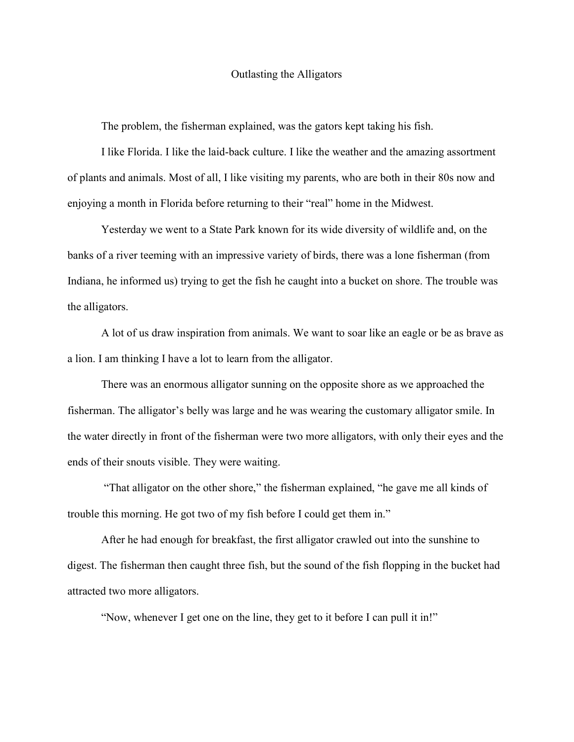# Outlasting the Alligators

The problem, the fisherman explained, was the gators kept taking his fish.

I like Florida. I like the laid-back culture. I like the weather and the amazing assortment of plants and animals. Most of all, I like visiting my parents, who are both in their 80s now and enjoying a month in Florida before returning to their "real" home in the Midwest.

Yesterday we went to a State Park known for its wide diversity of wildlife and, on the banks of a river teeming with an impressive variety of birds, there was a lone fisherman (from Indiana, he informed us) trying to get the fish he caught into a bucket on shore. The trouble was the alligators.

A lot of us draw inspiration from animals. We want to soar like an eagle or be as brave as a lion. I am thinking I have a lot to learn from the alligator.

There was an enormous alligator sunning on the opposite shore as we approached the fisherman. The alligator's belly was large and he was wearing the customary alligator smile. In the water directly in front of the fisherman were two more alligators, with only their eyes and the ends of their snouts visible. They were waiting.

"That alligator on the other shore," the fisherman explained, "he gave me all kinds of trouble this morning. He got two of my fish before I could get them in."

After he had enough for breakfast, the first alligator crawled out into the sunshine to digest. The fisherman then caught three fish, but the sound of the fish flopping in the bucket had attracted two more alligators.

"Now, whenever I get one on the line, they get to it before I can pull it in!"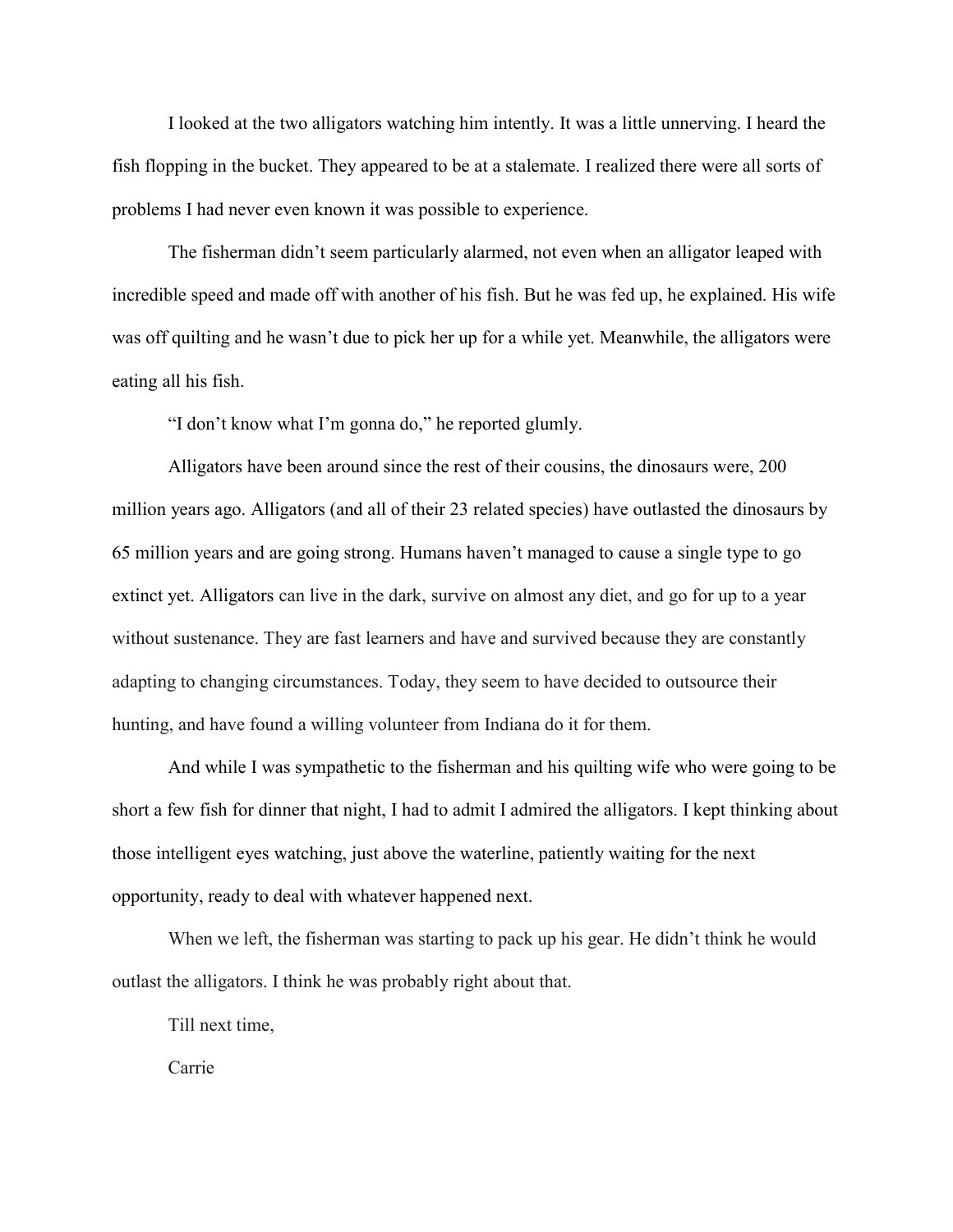I looked at the two alligators watching him intently. It was a little unnerving. I heard the fish flopping in the bucket. They appeared to be at a stalemate. I realized there were all sorts of problems I had never even known it was possible to experience.

The fisherman didn't seem particularly alarmed, not even when an alligator leaped with incredible speed and made off with another of his fish. But he was fed up, he explained. His wife was off quilting and he wasn't due to pick her up for a while yet. Meanwhile, the alligators were eating all his fish.

"I don't know what I'm gonna do," he reported glumly.

Alligators have been around since the rest of their cousins, the dinosaurs were, 200 million years ago. Alligators (and all of their 23 related species) have outlasted the dinosaurs by 65 million years and are going strong. Humans haven't managed to cause a single type to go extinct yet. Alligators can live in the dark, survive on almost any diet, and go for up to a year without sustenance. They are fast learners and have and survived because they are constantly adapting to changing circumstances. Today, they seem to have decided to outsource their hunting, and have found a willing volunteer from Indiana do it for them.

And while I was sympathetic to the fisherman and his quilting wife who were going to be short a few fish for dinner that night, I had to admit I admired the alligators. I kept thinking about those intelligent eyes watching, just above the waterline, patiently waiting for the next opportunity, ready to deal with whatever happened next.

When we left, the fisherman was starting to pack up his gear. He didn't think he would outlast the alligators. I think he was probably right about that.

Till next time,

Carrie